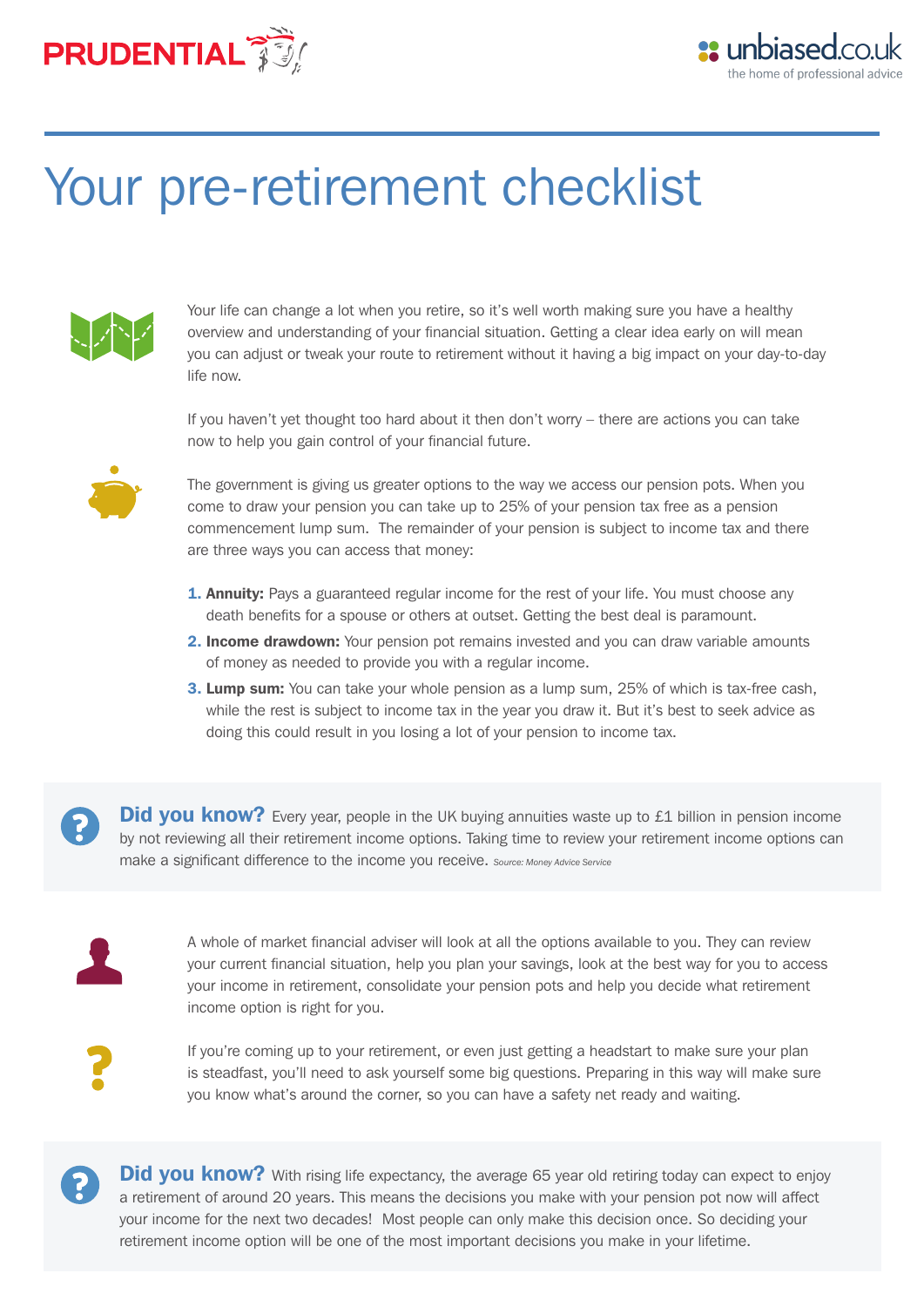PRUDENTIAL

unbiased.co.uk
the home of professional advice

# Your pre-retirement checklist

Your life can change a lot when you retire, so it's well worth making sure you have a healthy overview and understanding of your financial situation. Getting a clear idea early on will mean you can adjust or tweak your route to retirement without it having a big impact on your day-to-day life now.

If you haven't yet thought too hard about it then don't worry – there are actions you can take now to help you gain control of your financial future.

The government is giving us greater options to the way we access our pension pots. When you come to draw your pension you can take up to 25% of your pension tax free as a pension commencement lump sum.  The remainder of your pension is subject to income tax and there are three ways you can access that money:

1. **Annuity:** Pays a guaranteed regular income for the rest of your life. You must choose any death benefits for a spouse or others at outset. Getting the best deal is paramount.
2. **Income drawdown:** Your pension pot remains invested and you can draw variable amounts of money as needed to provide you with a regular income.
3. **Lump sum:** You can take your whole pension as a lump sum, 25% of which is tax-free cash, while the rest is subject to income tax in the year you draw it. But it's best to seek advice as doing this could result in you losing a lot of your pension to income tax.

**Did you know?** Every year, people in the UK buying annuities waste up to £1 billion in pension income by not reviewing all their retirement income options. Taking time to review your retirement income options can make a significant difference to the income you receive. *Source: Money Advice Service*

A whole of market financial adviser will look at all the options available to you. They can review your current financial situation, help you plan your savings, look at the best way for you to access your income in retirement, consolidate your pension pots and help you decide what retirement income option is right for you.

If you're coming up to your retirement, or even just getting a headstart to make sure your plan is steadfast, you'll need to ask yourself some big questions. Preparing in this way will make sure you know what's around the corner, so you can have a safety net ready and waiting.

**Did you know?** With rising life expectancy, the average 65 year old retiring today can expect to enjoy a retirement of around 20 years. This means the decisions you make with your pension pot now will affect your income for the next two decades!  Most people can only make this decision once. So deciding your retirement income option will be one of the most important decisions you make in your lifetime.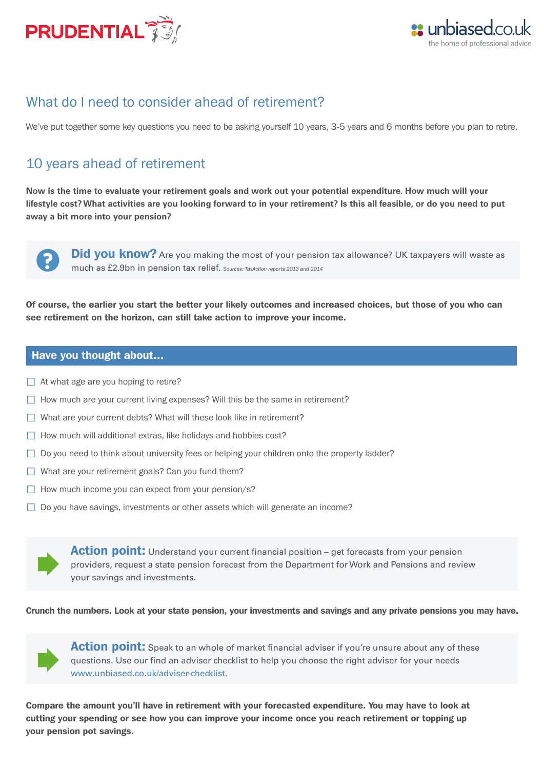## What do I need to consider ahead of retirement?

We've put together some key questions you need to be asking yourself 10 years, 3-5 years and 6 months before you plan to retire.

## 10 years ahead of retirement

**Now is the time to evaluate your retirement goals and work out your potential expenditure. How much will your lifestyle cost? What activities are you looking forward to in your retirement? Is this all feasible, or do you need to put away a bit more into your pension?**

> **Did you know?** Are you making the most of your pension tax allowance? UK taxpayers will waste as much as £2.9bn in pension tax relief. *Sources: TaxAction reports 2013 and 2014*

**Of course, the earlier you start the better your likely outcomes and increased choices, but those of you who can see retirement on the horizon, can still take action to improve your income.**

### Have you thought about...

- ☐ At what age are you hoping to retire?
- ☐ How much are your current living expenses? Will this be the same in retirement?
- ☐ What are your current debts? What will these look like in retirement?
- ☐ How much will additional extras, like holidays and hobbies cost?
- ☐ Do you need to think about university fees or helping your children onto the property ladder?
- ☐ What are your retirement goals? Can you fund them?
- ☐ How much income you can expect from your pension/s?
- ☐ Do you have savings, investments or other assets which will generate an income?

> **Action point:** Understand your current financial position – get forecasts from your pension providers, request a state pension forecast from the Department for Work and Pensions and review your savings and investments.

**Crunch the numbers. Look at your state pension, your investments and savings and any private pensions you may have.**

> **Action point:** Speak to an whole of market financial adviser if you're unsure about any of these questions. Use our find an adviser checklist to help you choose the right adviser for your needs www.unbiased.co.uk/adviser-checklist.

**Compare the amount you'll have in retirement with your forecasted expenditure. You may have to look at cutting your spending or see how you can improve your income once you reach retirement or topping up your pension pot savings.**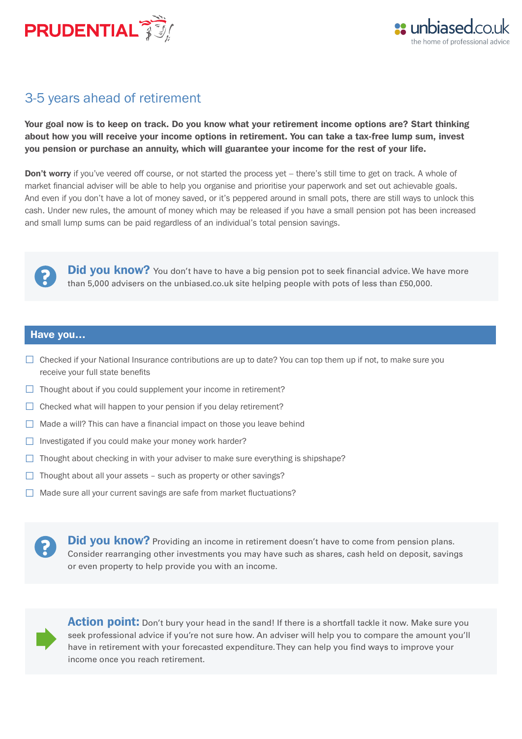## 3-5 years ahead of retirement

**Your goal now is to keep on track. Do you know what your retirement income options are? Start thinking about how you will receive your income options in retirement. You can take a tax-free lump sum, invest you pension or purchase an annuity, which will guarantee your income for the rest of your life.**

**Don't worry** if you've veered off course, or not started the process yet – there's still time to get on track. A whole of market financial adviser will be able to help you organise and prioritise your paperwork and set out achievable goals. And even if you don't have a lot of money saved, or it's peppered around in small pots, there are still ways to unlock this cash. Under new rules, the amount of money which may be released if you have a small pension pot has been increased and small lump sums can be paid regardless of an individual's total pension savings.

**Did you know?** You don't have to have a big pension pot to seek financial advice. We have more than 5,000 advisers on the unbiased.co.uk site helping people with pots of less than £50,000.

### Have you...

- ☐ Checked if your National Insurance contributions are up to date? You can top them up if not, to make sure you receive your full state benefits
- ☐ Thought about if you could supplement your income in retirement?
- ☐ Checked what will happen to your pension if you delay retirement?
- ☐ Made a will? This can have a financial impact on those you leave behind
- ☐ Investigated if you could make your money work harder?
- ☐ Thought about checking in with your adviser to make sure everything is shipshape?
- ☐ Thought about all your assets – such as property or other savings?
- ☐ Made sure all your current savings are safe from market fluctuations?

**Did you know?** Providing an income in retirement doesn't have to come from pension plans. Consider rearranging other investments you may have such as shares, cash held on deposit, savings or even property to help provide you with an income.

**Action point:** Don't bury your head in the sand! If there is a shortfall tackle it now. Make sure you seek professional advice if you're not sure how. An adviser will help you to compare the amount you'll have in retirement with your forecasted expenditure. They can help you find ways to improve your income once you reach retirement.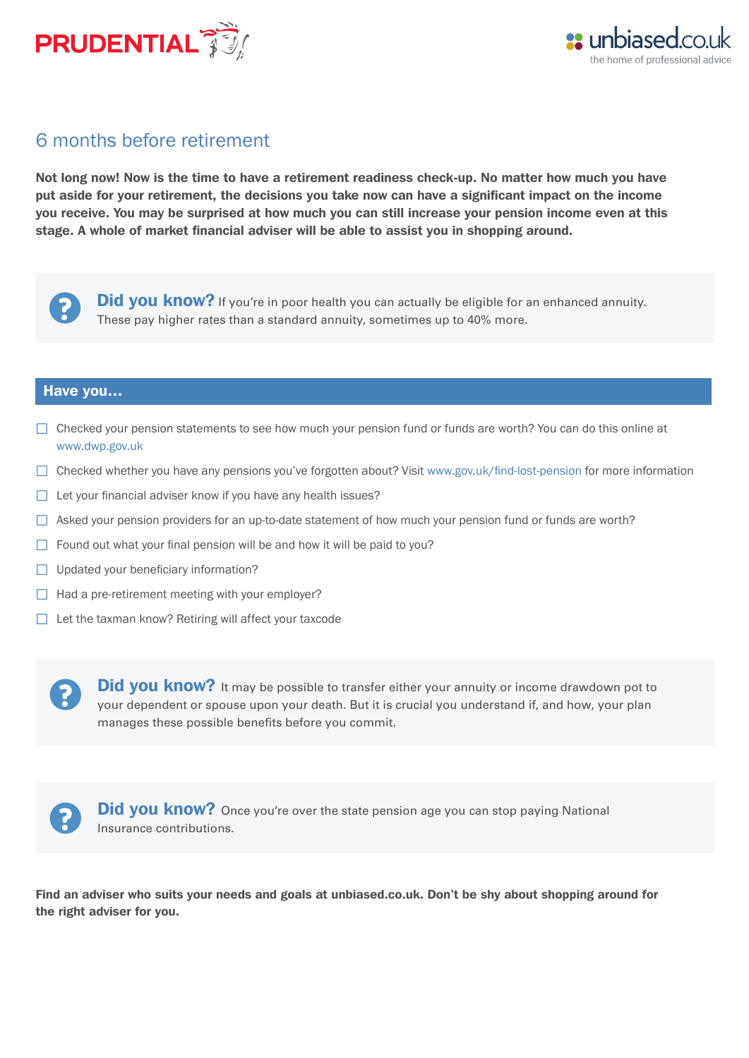PRUDENTIAL

unbiased.co.uk
the home of professional advice

# 6 months before retirement

**Not long now! Now is the time to have a retirement readiness check-up. No matter how much you have put aside for your retirement, the decisions you take now can have a significant impact on the income you receive. You may be surprised at how much you can still increase your pension income even at this stage. A whole of market financial adviser will be able to assist you in shopping around.**

> **Did you know?** If you're in poor health you can actually be eligible for an enhanced annuity. These pay higher rates than a standard annuity, sometimes up to 40% more.

## Have you…

- ☐ Checked your pension statements to see how much your pension fund or funds are worth? You can do this online at www.dwp.gov.uk
- ☐ Checked whether you have any pensions you've forgotten about? Visit www.gov.uk/find-lost-pension for more information
- ☐ Let your financial adviser know if you have any health issues?
- ☐ Asked your pension providers for an up-to-date statement of how much your pension fund or funds are worth?
- ☐ Found out what your final pension will be and how it will be paid to you?
- ☐ Updated your beneficiary information?
- ☐ Had a pre-retirement meeting with your employer?
- ☐ Let the taxman know? Retiring will affect your taxcode

> **Did you know?** It may be possible to transfer either your annuity or income drawdown pot to your dependent or spouse upon your death. But it is crucial you understand if, and how, your plan manages these possible benefits before you commit.

> **Did you know?** Once you're over the state pension age you can stop paying National Insurance contributions.

**Find an adviser who suits your needs and goals at unbiased.co.uk. Don't be shy about shopping around for the right adviser for you.**